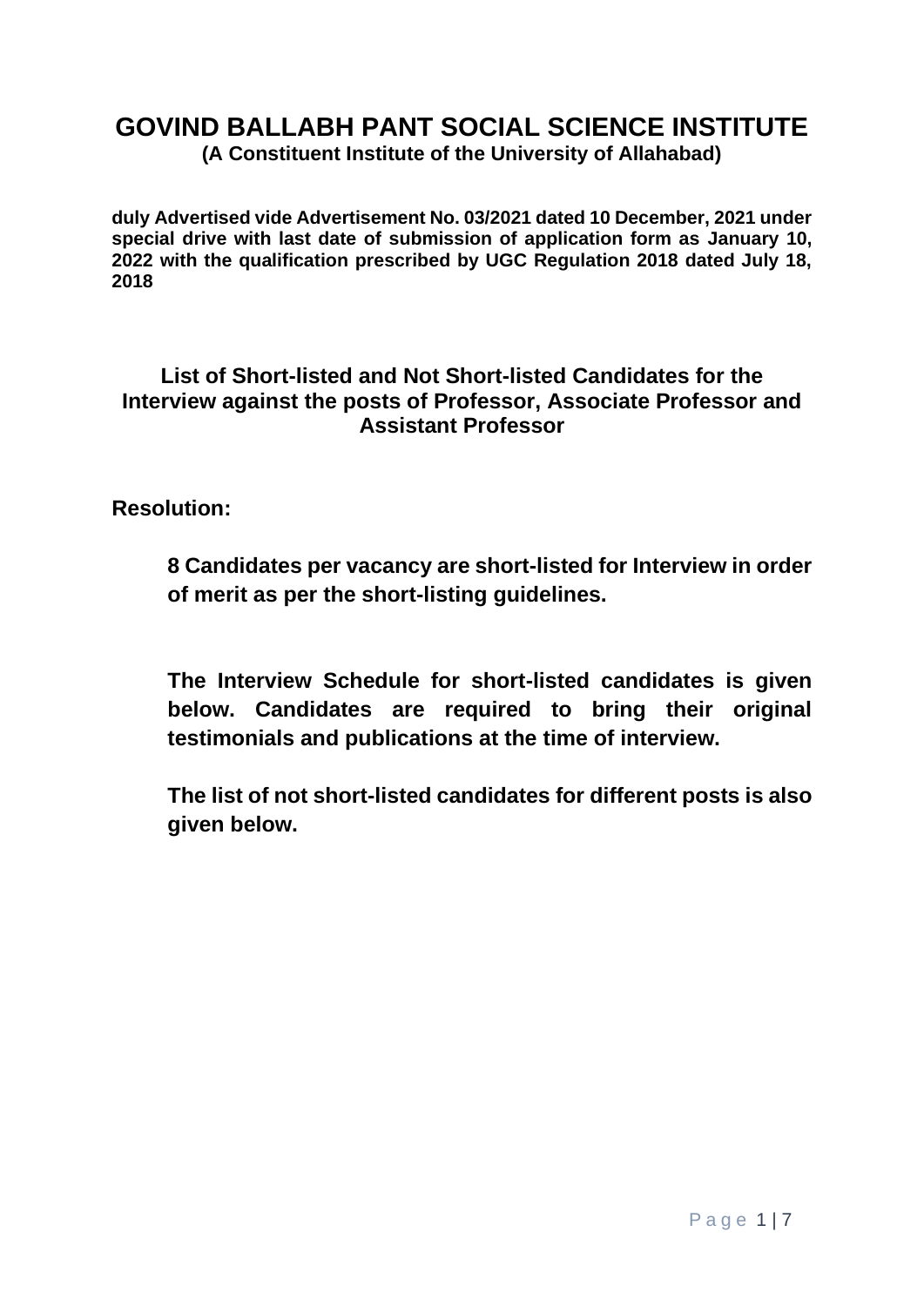# GOVIND BALLABH PANT SOCIAL SCIENCE INSTITUTE

**(A Constituent Institute of the University of Allahabad)**

**duly Advertised vide Advertisement No. 03/2021 dated 10 December, 2021 under special drive with last date of submission of application form as January 10, 2022 with the qualification prescribed by UGC Regulation 2018 dated July 18, 2018**

## List of Short-listed and Not Short-listed Candidates for the Interview against the posts of Professor, Associate Professor and Assistant Professor

**Resolution:**

**8 Candidates per vacancy are short-listed for Interview in order of merit as per the short-listing guidelines.**

**The Interview Schedule for short-listed candidates is given below. Candidates are required to bring their original testimonials and publications at the time of interview.**

**The list of not short-listed candidates for different posts is also given below.**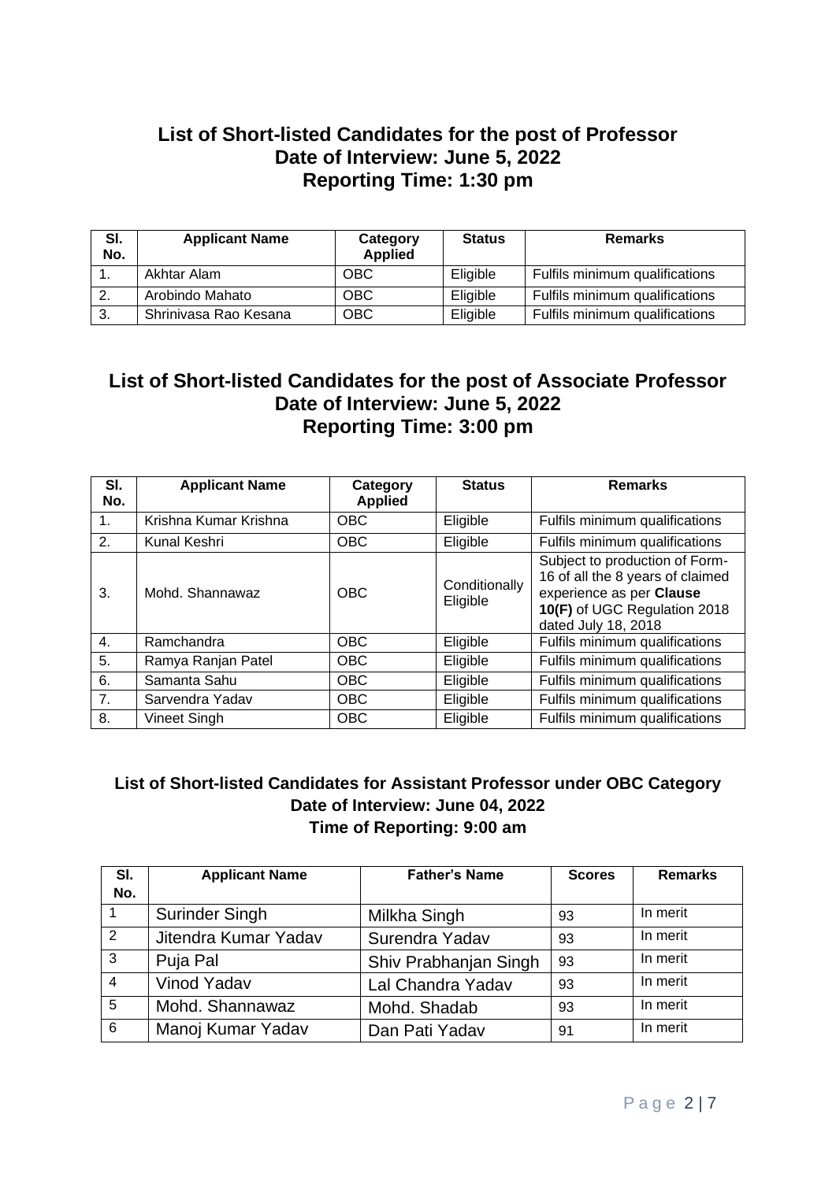## List of Short-listed Candidates for the post of Professor
## Date of Interview: June 5, 2022
## Reporting Time: 1:30 pm

| Sl. No. | Applicant Name | Category Applied | Status | Remarks |
|---|---|---|---|---|
| 1. | Akhtar Alam | OBC | Eligible | Fulfils minimum qualifications |
| 2. | Arobindo Mahato | OBC | Eligible | Fulfils minimum qualifications |
| 3. | Shrinivasa Rao Kesana | OBC | Eligible | Fulfils minimum qualifications |

## List of Short-listed Candidates for the post of Associate Professor
## Date of Interview: June 5, 2022
## Reporting Time: 3:00 pm

| Sl. No. | Applicant Name | Category Applied | Status | Remarks |
|---|---|---|---|---|
| 1. | Krishna Kumar Krishna | OBC | Eligible | Fulfils minimum qualifications |
| 2. | Kunal Keshri | OBC | Eligible | Fulfils minimum qualifications |
| 3. | Mohd. Shannawaz | OBC | Conditionally Eligible | Subject to production of Form-16 of all the 8 years of claimed experience as per **Clause 10(F)** of UGC Regulation 2018 dated July 18, 2018 |
| 4. | Ramchandra | OBC | Eligible | Fulfils minimum qualifications |
| 5. | Ramya Ranjan Patel | OBC | Eligible | Fulfils minimum qualifications |
| 6. | Samanta Sahu | OBC | Eligible | Fulfils minimum qualifications |
| 7. | Sarvendra Yadav | OBC | Eligible | Fulfils minimum qualifications |
| 8. | Vineet Singh | OBC | Eligible | Fulfils minimum qualifications |

### List of Short-listed Candidates for Assistant Professor under OBC Category
### Date of Interview: June 04, 2022
### Time of Reporting: 9:00 am

| Sl. No. | Applicant Name | Father's Name | Scores | Remarks |
|---|---|---|---|---|
| 1 | Surinder Singh | Milkha Singh | 93 | In merit |
| 2 | Jitendra Kumar Yadav | Surendra Yadav | 93 | In merit |
| 3 | Puja Pal | Shiv Prabhanjan Singh | 93 | In merit |
| 4 | Vinod Yadav | Lal Chandra Yadav | 93 | In merit |
| 5 | Mohd. Shannawaz | Mohd. Shadab | 93 | In merit |
| 6 | Manoj Kumar Yadav | Dan Pati Yadav | 91 | In merit |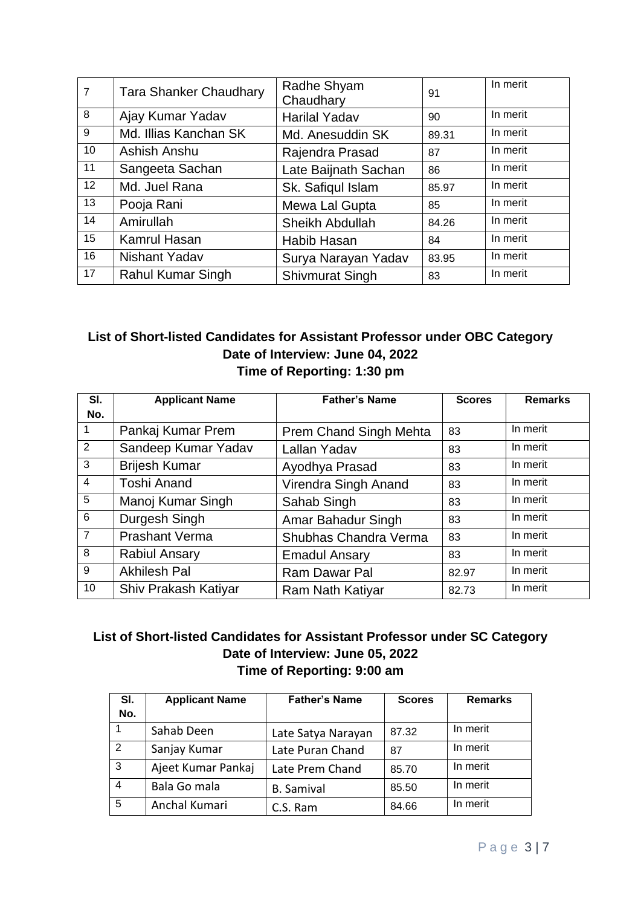| | | | | |
|---|---|---|---|---|
| 7 | Tara Shanker Chaudhary | Radhe Shyam Chaudhary | 91 | In merit |
| 8 | Ajay Kumar Yadav | Harilal Yadav | 90 | In merit |
| 9 | Md. Illias Kanchan SK | Md. Anesuddin SK | 89.31 | In merit |
| 10 | Ashish Anshu | Rajendra Prasad | 87 | In merit |
| 11 | Sangeeta Sachan | Late Baijnath Sachan | 86 | In merit |
| 12 | Md. Juel Rana | Sk. Safiqul Islam | 85.97 | In merit |
| 13 | Pooja Rani | Mewa Lal Gupta | 85 | In merit |
| 14 | Amirullah | Sheikh Abdullah | 84.26 | In merit |
| 15 | Kamrul Hasan | Habib Hasan | 84 | In merit |
| 16 | Nishant Yadav | Surya Narayan Yadav | 83.95 | In merit |
| 17 | Rahul Kumar Singh | Shivmurat Singh | 83 | In merit |

**List of Short-listed Candidates for Assistant Professor under OBC Category**
**Date of Interview: June 04, 2022**
**Time of Reporting: 1:30 pm**

| Sl. No. | Applicant Name | Father's Name | Scores | Remarks |
|---|---|---|---|---|
| 1 | Pankaj Kumar Prem | Prem Chand Singh Mehta | 83 | In merit |
| 2 | Sandeep Kumar Yadav | Lallan Yadav | 83 | In merit |
| 3 | Brijesh Kumar | Ayodhya Prasad | 83 | In merit |
| 4 | Toshi Anand | Virendra Singh Anand | 83 | In merit |
| 5 | Manoj Kumar Singh | Sahab Singh | 83 | In merit |
| 6 | Durgesh Singh | Amar Bahadur Singh | 83 | In merit |
| 7 | Prashant Verma | Shubhas Chandra Verma | 83 | In merit |
| 8 | Rabiul Ansary | Emadul Ansary | 83 | In merit |
| 9 | Akhilesh Pal | Ram Dawar Pal | 82.97 | In merit |
| 10 | Shiv Prakash Katiyar | Ram Nath Katiyar | 82.73 | In merit |

**List of Short-listed Candidates for Assistant Professor under SC Category**
**Date of Interview: June 05, 2022**
**Time of Reporting: 9:00 am**

| Sl. No. | Applicant Name | Father's Name | Scores | Remarks |
|---|---|---|---|---|
| 1 | Sahab Deen | Late Satya Narayan | 87.32 | In merit |
| 2 | Sanjay Kumar | Late Puran Chand | 87 | In merit |
| 3 | Ajeet Kumar Pankaj | Late Prem Chand | 85.70 | In merit |
| 4 | Bala Go mala | B. Samival | 85.50 | In merit |
| 5 | Anchal Kumari | C.S. Ram | 84.66 | In merit |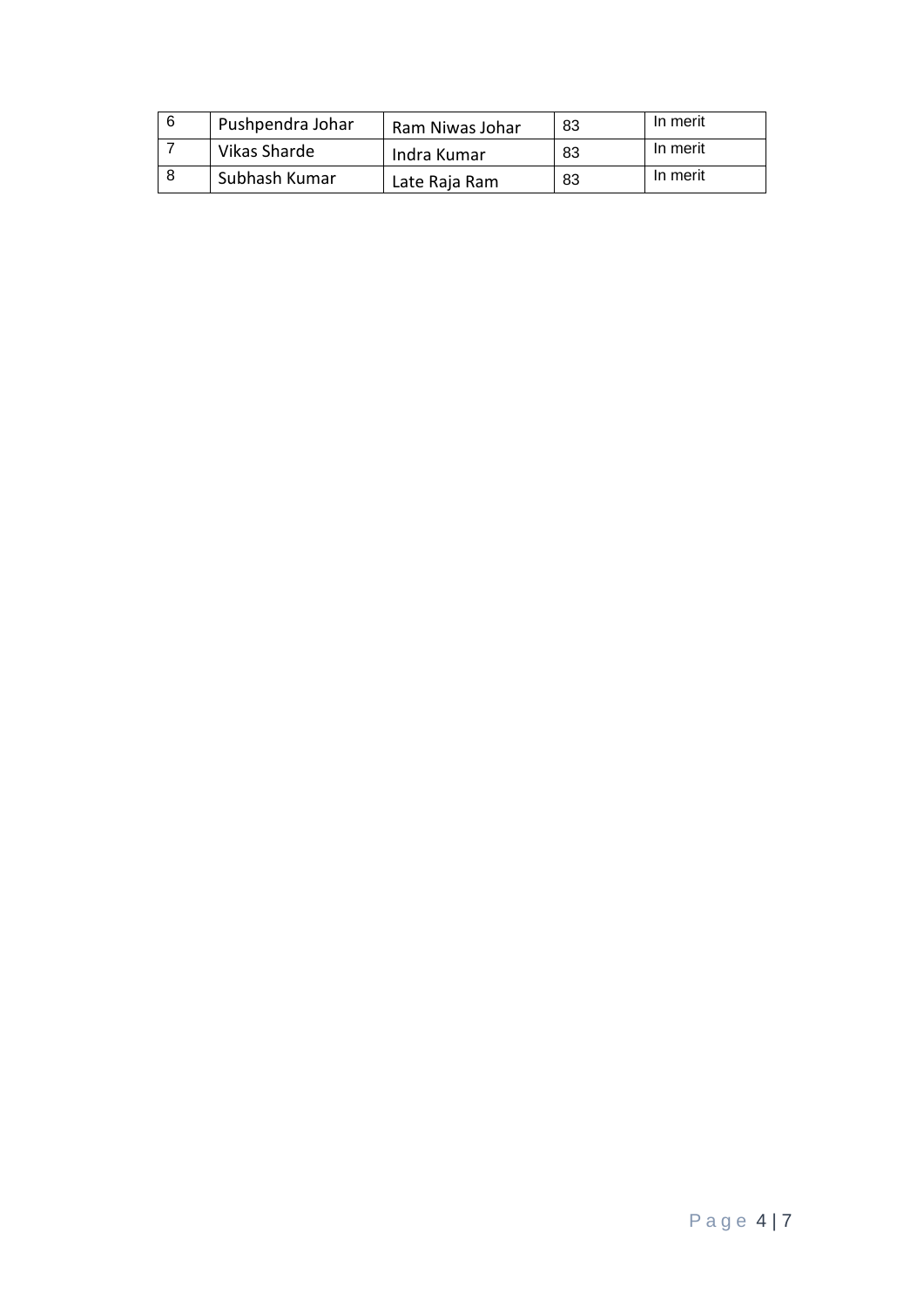| | | | | |
|---|---|---|---|---|
| 6 | Pushpendra Johar | Ram Niwas Johar | 83 | In merit |
| 7 | Vikas Sharde | Indra Kumar | 83 | In merit |
| 8 | Subhash Kumar | Late Raja Ram | 83 | In merit |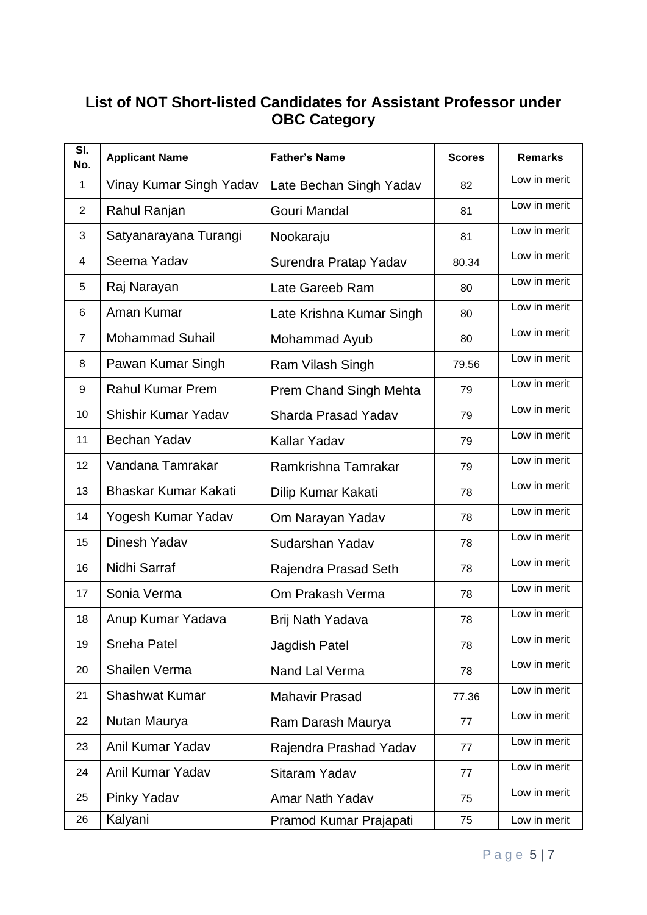## List of NOT Short-listed Candidates for Assistant Professor under OBC Category

| Sl. No. | Applicant Name | Father's Name | Scores | Remarks |
|---|---|---|---|---|
| 1 | Vinay Kumar Singh Yadav | Late Bechan Singh Yadav | 82 | Low in merit |
| 2 | Rahul Ranjan | Gouri Mandal | 81 | Low in merit |
| 3 | Satyanarayana Turangi | Nookaraju | 81 | Low in merit |
| 4 | Seema Yadav | Surendra Pratap Yadav | 80.34 | Low in merit |
| 5 | Raj Narayan | Late Gareeb Ram | 80 | Low in merit |
| 6 | Aman Kumar | Late Krishna Kumar Singh | 80 | Low in merit |
| 7 | Mohammad Suhail | Mohammad Ayub | 80 | Low in merit |
| 8 | Pawan Kumar Singh | Ram Vilash Singh | 79.56 | Low in merit |
| 9 | Rahul Kumar Prem | Prem Chand Singh Mehta | 79 | Low in merit |
| 10 | Shishir Kumar Yadav | Sharda Prasad Yadav | 79 | Low in merit |
| 11 | Bechan Yadav | Kallar Yadav | 79 | Low in merit |
| 12 | Vandana Tamrakar | Ramkrishna Tamrakar | 79 | Low in merit |
| 13 | Bhaskar Kumar Kakati | Dilip Kumar Kakati | 78 | Low in merit |
| 14 | Yogesh Kumar Yadav | Om Narayan Yadav | 78 | Low in merit |
| 15 | Dinesh Yadav | Sudarshan Yadav | 78 | Low in merit |
| 16 | Nidhi Sarraf | Rajendra Prasad Seth | 78 | Low in merit |
| 17 | Sonia Verma | Om Prakash Verma | 78 | Low in merit |
| 18 | Anup Kumar Yadava | Brij Nath Yadava | 78 | Low in merit |
| 19 | Sneha Patel | Jagdish Patel | 78 | Low in merit |
| 20 | Shailen Verma | Nand Lal Verma | 78 | Low in merit |
| 21 | Shashwat Kumar | Mahavir Prasad | 77.36 | Low in merit |
| 22 | Nutan Maurya | Ram Darash Maurya | 77 | Low in merit |
| 23 | Anil Kumar Yadav | Rajendra Prashad Yadav | 77 | Low in merit |
| 24 | Anil Kumar Yadav | Sitaram Yadav | 77 | Low in merit |
| 25 | Pinky Yadav | Amar Nath Yadav | 75 | Low in merit |
| 26 | Kalyani | Pramod Kumar Prajapati | 75 | Low in merit |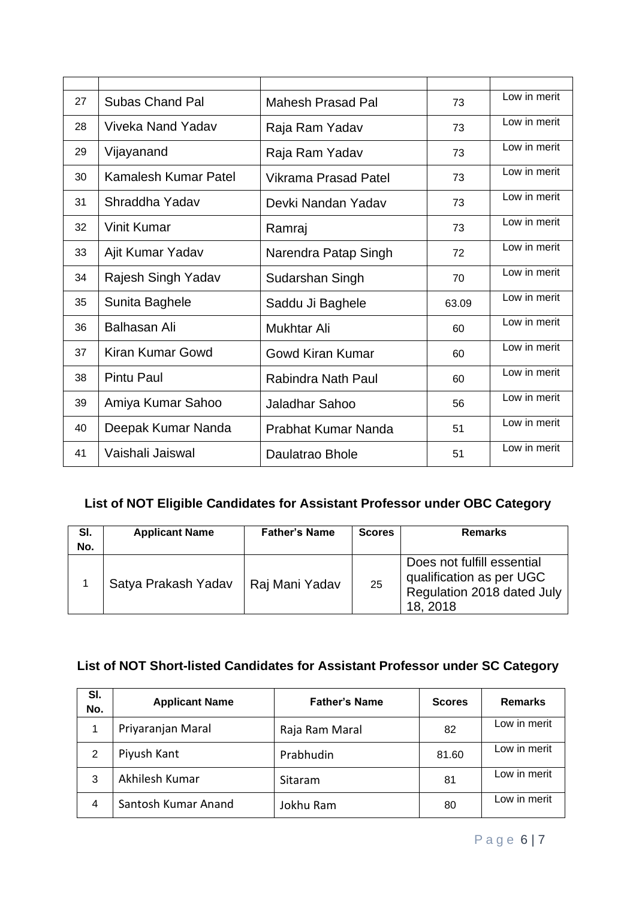| | | | | |
|---|---|---|---|---|
| 27 | Subas Chand Pal | Mahesh Prasad Pal | 73 | Low in merit |
| 28 | Viveka Nand Yadav | Raja Ram Yadav | 73 | Low in merit |
| 29 | Vijayanand | Raja Ram Yadav | 73 | Low in merit |
| 30 | Kamalesh Kumar Patel | Vikrama Prasad Patel | 73 | Low in merit |
| 31 | Shraddha Yadav | Devki Nandan Yadav | 73 | Low in merit |
| 32 | Vinit Kumar | Ramraj | 73 | Low in merit |
| 33 | Ajit Kumar Yadav | Narendra Patap Singh | 72 | Low in merit |
| 34 | Rajesh Singh Yadav | Sudarshan Singh | 70 | Low in merit |
| 35 | Sunita Baghele | Saddu Ji Baghele | 63.09 | Low in merit |
| 36 | Balhasan Ali | Mukhtar Ali | 60 | Low in merit |
| 37 | Kiran Kumar Gowd | Gowd Kiran Kumar | 60 | Low in merit |
| 38 | Pintu Paul | Rabindra Nath Paul | 60 | Low in merit |
| 39 | Amiya Kumar Sahoo | Jaladhar Sahoo | 56 | Low in merit |
| 40 | Deepak Kumar Nanda | Prabhat Kumar Nanda | 51 | Low in merit |
| 41 | Vaishali Jaiswal | Daulatrao Bhole | 51 | Low in merit |

### List of NOT Eligible Candidates for Assistant Professor under OBC Category

| Sl. No. | Applicant Name | Father's Name | Scores | Remarks |
|---|---|---|---|---|
| 1 | Satya Prakash Yadav | Raj Mani Yadav | 25 | Does not fulfill essential qualification as per UGC Regulation 2018 dated July 18, 2018 |

### List of NOT Short-listed Candidates for Assistant Professor under SC Category

| Sl. No. | Applicant Name | Father's Name | Scores | Remarks |
|---|---|---|---|---|
| 1 | Priyaranjan Maral | Raja Ram Maral | 82 | Low in merit |
| 2 | Piyush Kant | Prabhudin | 81.60 | Low in merit |
| 3 | Akhilesh Kumar | Sitaram | 81 | Low in merit |
| 4 | Santosh Kumar Anand | Jokhu Ram | 80 | Low in merit |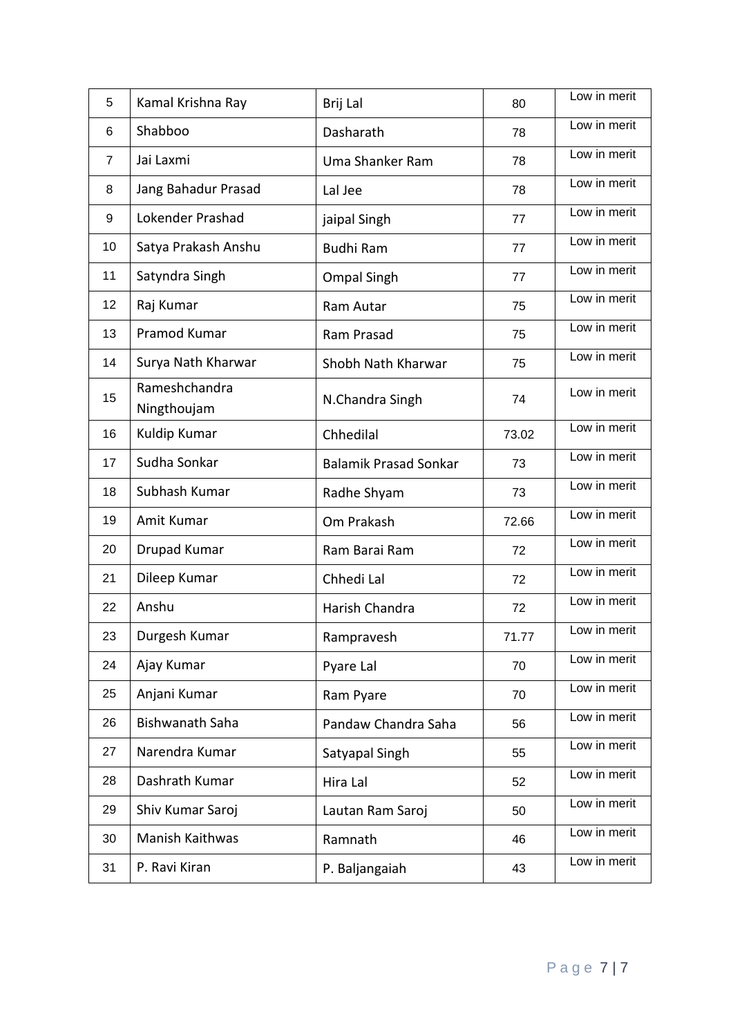| | | | | |
|---|---|---|---|---|
| 5 | Kamal Krishna Ray | Brij Lal | 80 | Low in merit |
| 6 | Shabboo | Dasharath | 78 | Low in merit |
| 7 | Jai Laxmi | Uma Shanker Ram | 78 | Low in merit |
| 8 | Jang Bahadur Prasad | Lal Jee | 78 | Low in merit |
| 9 | Lokender Prashad | jaipal Singh | 77 | Low in merit |
| 10 | Satya Prakash Anshu | Budhi Ram | 77 | Low in merit |
| 11 | Satyndra Singh | Ompal Singh | 77 | Low in merit |
| 12 | Raj Kumar | Ram Autar | 75 | Low in merit |
| 13 | Pramod Kumar | Ram Prasad | 75 | Low in merit |
| 14 | Surya Nath Kharwar | Shobh Nath Kharwar | 75 | Low in merit |
| 15 | Rameshchandra Ningthoujam | N.Chandra Singh | 74 | Low in merit |
| 16 | Kuldip Kumar | Chhedilal | 73.02 | Low in merit |
| 17 | Sudha Sonkar | Balamik Prasad Sonkar | 73 | Low in merit |
| 18 | Subhash Kumar | Radhe Shyam | 73 | Low in merit |
| 19 | Amit Kumar | Om Prakash | 72.66 | Low in merit |
| 20 | Drupad Kumar | Ram Barai Ram | 72 | Low in merit |
| 21 | Dileep Kumar | Chhedi Lal | 72 | Low in merit |
| 22 | Anshu | Harish Chandra | 72 | Low in merit |
| 23 | Durgesh Kumar | Rampravesh | 71.77 | Low in merit |
| 24 | Ajay Kumar | Pyare Lal | 70 | Low in merit |
| 25 | Anjani Kumar | Ram Pyare | 70 | Low in merit |
| 26 | Bishwanath Saha | Pandaw Chandra Saha | 56 | Low in merit |
| 27 | Narendra Kumar | Satyapal Singh | 55 | Low in merit |
| 28 | Dashrath Kumar | Hira Lal | 52 | Low in merit |
| 29 | Shiv Kumar Saroj | Lautan Ram Saroj | 50 | Low in merit |
| 30 | Manish Kaithwas | Ramnath | 46 | Low in merit |
| 31 | P. Ravi Kiran | P. Baljangaiah | 43 | Low in merit |